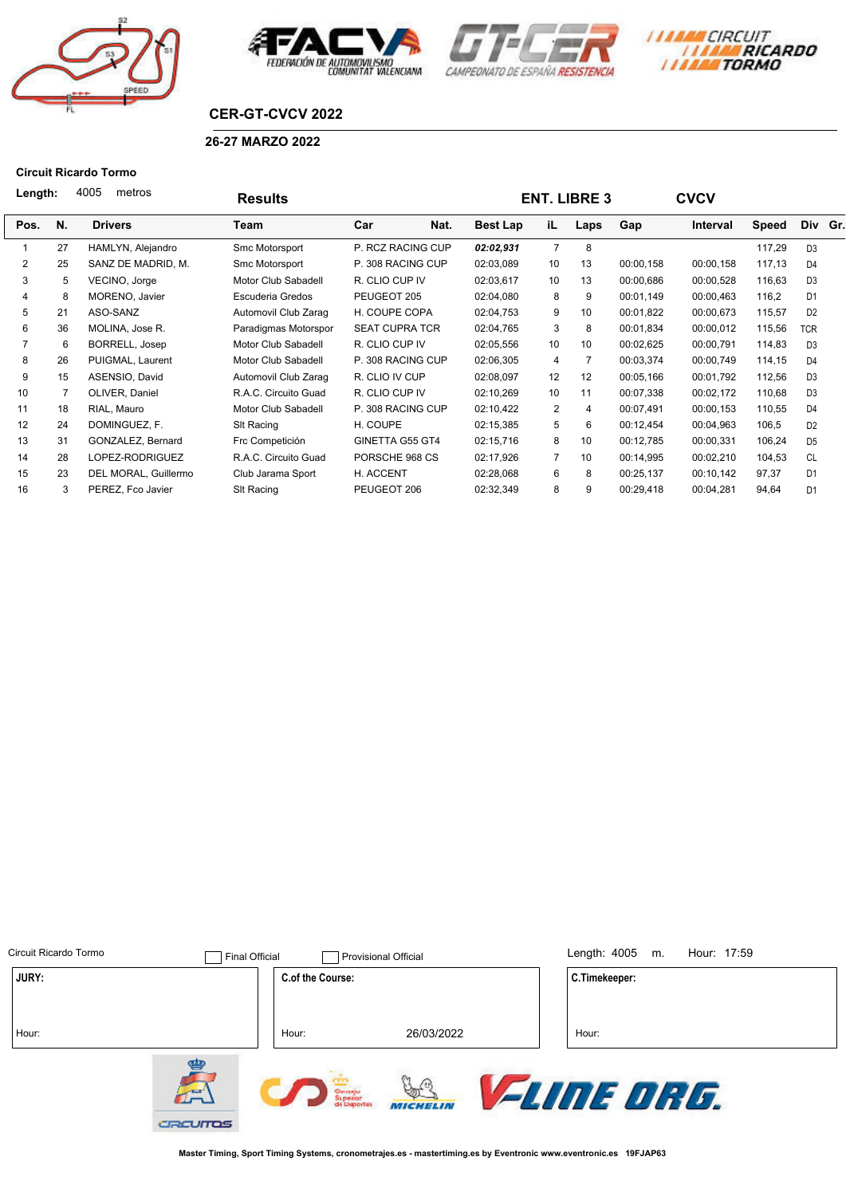## CER-GT-CVCV 2022

**26-27 MARZO 2022**

**Circuit Ricardo Tormo**

**Length:** 4005 metros

**Results** — **ENT. LIBRE 3** — **CVCV**

| Pos. | N. | Drivers | Team | Car | Nat. | Best Lap | iL | Laps | Gap | Interval | Speed | Div | Gr. |
|---|---|---|---|---|---|---|---|---|---|---|---|---|---|
| 1 | 27 | HAMLYN, Alejandro | Smc Motorsport | P. RCZ RACING CUP | | ***02:02,931*** | 7 | 8 | | | 117,29 | D3 | |
| 2 | 25 | SANZ DE MADRID, M. | Smc Motorsport | P. 308 RACING CUP | | 02:03,089 | 10 | 13 | 00:00,158 | 00:00,158 | 117,13 | D4 | |
| 3 | 5 | VECINO, Jorge | Motor Club Sabadell | R. CLIO CUP IV | | 02:03,617 | 10 | 13 | 00:00,686 | 00:00,528 | 116,63 | D3 | |
| 4 | 8 | MORENO, Javier | Escuderia Gredos | PEUGEOT 205 | | 02:04,080 | 8 | 9 | 00:01,149 | 00:00,463 | 116,2 | D1 | |
| 5 | 21 | ASO-SANZ | Automovil Club Zarag | H. COUPE COPA | | 02:04,753 | 9 | 10 | 00:01,822 | 00:00,673 | 115,57 | D2 | |
| 6 | 36 | MOLINA, Jose R. | Paradigmas Motorspor | SEAT CUPRA TCR | | 02:04,765 | 3 | 8 | 00:01,834 | 00:00,012 | 115,56 | TCR | |
| 7 | 6 | BORRELL, Josep | Motor Club Sabadell | R. CLIO CUP IV | | 02:05,556 | 10 | 10 | 00:02,625 | 00:00,791 | 114,83 | D3 | |
| 8 | 26 | PUIGMAL, Laurent | Motor Club Sabadell | P. 308 RACING CUP | | 02:06,305 | 4 | 7 | 00:03,374 | 00:00,749 | 114,15 | D4 | |
| 9 | 15 | ASENSIO, David | Automovil Club Zarag | R. CLIO IV CUP | | 02:08,097 | 12 | 12 | 00:05,166 | 00:01,792 | 112,56 | D3 | |
| 10 | 7 | OLIVER, Daniel | R.A.C. Circuito Guad | R. CLIO CUP IV | | 02:10,269 | 10 | 11 | 00:07,338 | 00:02,172 | 110,68 | D3 | |
| 11 | 18 | RIAL, Mauro | Motor Club Sabadell | P. 308 RACING CUP | | 02:10,422 | 2 | 4 | 00:07,491 | 00:00,153 | 110,55 | D4 | |
| 12 | 24 | DOMINGUEZ, F. | Slt Racing | H. COUPE | | 02:15,385 | 5 | 6 | 00:12,454 | 00:04,963 | 106,5 | D2 | |
| 13 | 31 | GONZALEZ, Bernard | Frc Competición | GINETTA G55 GT4 | | 02:15,716 | 8 | 10 | 00:12,785 | 00:00,331 | 106,24 | D5 | |
| 14 | 28 | LOPEZ-RODRIGUEZ | R.A.C. Circuito Guad | PORSCHE 968 CS | | 02:17,926 | 7 | 10 | 00:14,995 | 00:02,210 | 104,53 | CL | |
| 15 | 23 | DEL MORAL, Guillermo | Club Jarama Sport | H. ACCENT | | 02:28,068 | 6 | 8 | 00:25,137 | 00:10,142 | 97,37 | D1 | |
| 16 | 3 | PEREZ, Fco Javier | Slt Racing | PEUGEOT 206 | | 02:32,349 | 8 | 9 | 00:29,418 | 00:04,281 | 94,64 | D1 | |

Circuit Ricardo Tormo — ☐ Final Official — ☐ Provisional Official — Length: 4005 m. — Hour: 17:59

| JURY: | C.of the Course: | C.Timekeeper: |
|---|---|---|
| Hour: | Hour: 26/03/2022 | Hour: |

Master Timing, Sport Timing Systems, cronometrajes.es - mastertiming.es by Eventronic www.eventronic.es 19FJAP63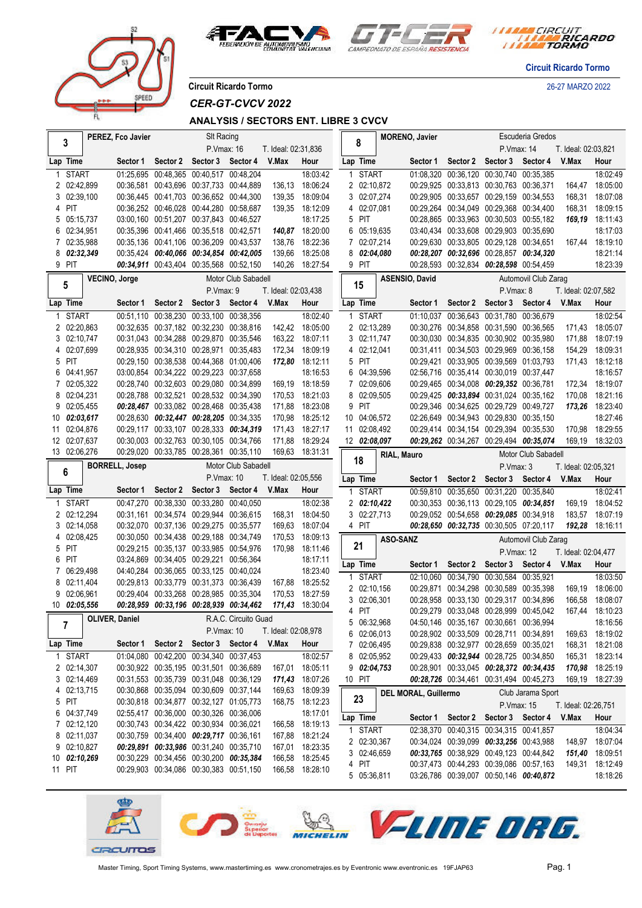Circuit Ricardo Tormo

26-27 MARZO 2022

Circuit Ricardo Tormo

*CER-GT-CVCV 2022*

**ANALYSIS / SECTORS ENT. LIBRE 3 CVCV**

### 3 PEREZ, Fco Javier — Slt Racing — P.Vmax: 16 — T. Ideal: 02:31,836

| Lap | Time | Sector 1 | Sector 2 | Sector 3 | Sector 4 | V.Max | Hour |
|---|---|---|---|---|---|---|---|
| 1 | START | 01:25,695 | 00:48,365 | 00:40,517 | 00:48,204 | | 18:03:42 |
| 2 | 02:42,899 | 00:36,581 | 00:43,696 | 00:37,733 | 00:44,889 | 136,13 | 18:06:24 |
| 3 | 02:39,100 | 00:36,445 | 00:41,703 | 00:36,652 | 00:44,300 | 139,35 | 18:09:04 |
| 4 | PIT | 00:36,252 | 00:46,028 | 00:44,280 | 00:58,687 | 139,35 | 18:12:09 |
| 5 | 05:15,737 | 03:00,160 | 00:51,207 | 00:37,843 | 00:46,527 | | 18:17:25 |
| 6 | 02:34,951 | 00:35,396 | 00:41,466 | 00:35,518 | 00:42,571 | ***140,87*** | 18:20:00 |
| 7 | 02:35,988 | 00:35,136 | 00:41,106 | 00:36,209 | 00:43,537 | 138,76 | 18:22:36 |
| 8 | ***02:32,349*** | 00:35,424 | ***00:40,066*** | ***00:34,854*** | ***00:42,005*** | 139,66 | 18:25:08 |
| 9 | PIT | ***00:34,911*** | 00:43,404 | 00:35,568 | 00:52,150 | 140,26 | 18:27:54 |

### 5 VECINO, Jorge — Motor Club Sabadell — P.Vmax: 9 — T. Ideal: 02:03,438

| Lap | Time | Sector 1 | Sector 2 | Sector 3 | Sector 4 | V.Max | Hour |
|---|---|---|---|---|---|---|---|
| 1 | START | 00:51,110 | 00:38,230 | 00:33,100 | 00:38,356 | | 18:02:40 |
| 2 | 02:20,863 | 00:32,635 | 00:37,182 | 00:32,230 | 00:38,816 | 142,42 | 18:05:00 |
| 3 | 02:10,747 | 00:31,043 | 00:34,288 | 00:29,870 | 00:35,546 | 163,22 | 18:07:11 |
| 4 | 02:07,699 | 00:28,935 | 00:34,310 | 00:28,971 | 00:35,483 | 172,34 | 18:09:19 |
| 5 | PIT | 00:29,150 | 00:38,538 | 00:44,368 | 01:00,406 | ***172,80*** | 18:12:11 |
| 6 | 04:41,957 | 03:00,854 | 00:34,222 | 00:29,223 | 00:37,658 | | 18:16:53 |
| 7 | 02:05,322 | 00:28,740 | 00:32,603 | 00:29,080 | 00:34,899 | 169,19 | 18:18:59 |
| 8 | 02:04,231 | 00:28,788 | 00:32,521 | 00:28,532 | 00:34,390 | 170,53 | 18:21:03 |
| 9 | 02:05,455 | ***00:28,467*** | 00:33,082 | 00:28,468 | 00:35,438 | 171,88 | 18:23:08 |
| 10 | ***02:03,617*** | 00:28,630 | ***00:32,447*** | ***00:28,205*** | 00:34,335 | 170,98 | 18:25:12 |
| 11 | 02:04,876 | 00:29,117 | 00:33,107 | 00:28,333 | ***00:34,319*** | 171,43 | 18:27:17 |
| 12 | 02:07,637 | 00:30,003 | 00:32,763 | 00:30,105 | 00:34,766 | 171,88 | 18:29:24 |
| 13 | 02:06,276 | 00:29,020 | 00:33,785 | 00:28,361 | 00:35,110 | 169,63 | 18:31:31 |

### 6 BORRELL, Josep — Motor Club Sabadell — P.Vmax: 10 — T. Ideal: 02:05,556

| Lap | Time | Sector 1 | Sector 2 | Sector 3 | Sector 4 | V.Max | Hour |
|---|---|---|---|---|---|---|---|
| 1 | START | 00:47,270 | 00:38,330 | 00:33,280 | 00:40,050 | | 18:02:38 |
| 2 | 02:12,294 | 00:31,161 | 00:34,574 | 00:29,944 | 00:36,615 | 168,31 | 18:04:50 |
| 3 | 02:14,058 | 00:32,070 | 00:37,136 | 00:29,275 | 00:35,577 | 169,63 | 18:07:04 |
| 4 | 02:08,425 | 00:30,050 | 00:34,438 | 00:29,188 | 00:34,749 | 170,53 | 18:09:13 |
| 5 | PIT | 00:29,215 | 00:35,137 | 00:33,985 | 00:54,976 | 170,98 | 18:11:46 |
| 6 | PIT | 03:24,869 | 00:34,405 | 00:29,221 | 00:56,364 | | 18:17:11 |
| 7 | 06:29,498 | 04:40,284 | 00:36,065 | 00:33,125 | 00:40,024 | | 18:23:40 |
| 8 | 02:11,404 | 00:29,813 | 00:33,779 | 00:31,373 | 00:36,439 | 167,88 | 18:25:52 |
| 9 | 02:06,961 | 00:29,404 | 00:33,268 | 00:28,985 | 00:35,304 | 170,53 | 18:27:59 |
| 10 | ***02:05,556*** | ***00:28,959*** | ***00:33,196*** | ***00:28,939*** | ***00:34,462*** | ***171,43*** | 18:30:04 |

### 7 OLIVER, Daniel — R.A.C. Circuito Guad — P.Vmax: 10 — T. Ideal: 02:08,978

| Lap | Time | Sector 1 | Sector 2 | Sector 3 | Sector 4 | V.Max | Hour |
|---|---|---|---|---|---|---|---|
| 1 | START | 01:04,080 | 00:42,200 | 00:34,340 | 00:37,453 | | 18:02:57 |
| 2 | 02:14,307 | 00:30,922 | 00:35,195 | 00:31,501 | 00:36,689 | 167,01 | 18:05:11 |
| 3 | 02:14,469 | 00:31,553 | 00:35,739 | 00:31,048 | 00:36,129 | ***171,43*** | 18:07:26 |
| 4 | 02:13,715 | 00:30,868 | 00:35,094 | 00:30,609 | 00:37,144 | 169,63 | 18:09:39 |
| 5 | PIT | 00:30,818 | 00:34,877 | 00:32,127 | 01:05,773 | 168,75 | 18:12:23 |
| 6 | 04:37,749 | 02:55,417 | 00:36,000 | 00:30,326 | 00:36,006 | | 18:17:01 |
| 7 | 02:12,120 | 00:30,743 | 00:34,422 | 00:30,934 | 00:36,021 | 166,58 | 18:19:13 |
| 8 | 02:11,037 | 00:30,759 | 00:34,400 | ***00:29,717*** | 00:36,161 | 167,88 | 18:21:24 |
| 9 | 02:10,827 | ***00:29,891*** | ***00:33,986*** | 00:31,240 | 00:35,710 | 167,01 | 18:23:35 |
| 10 | ***02:10,269*** | 00:30,229 | 00:34,456 | 00:30,200 | ***00:35,384*** | 166,58 | 18:25:45 |
| 11 | PIT | 00:29,903 | 00:34,086 | 00:30,383 | 00:51,150 | 166,58 | 18:28:10 |

### 8 MORENO, Javier — Escuderia Gredos — P.Vmax: 14 — T. Ideal: 02:03,821

| Lap | Time | Sector 1 | Sector 2 | Sector 3 | Sector 4 | V.Max | Hour |
|---|---|---|---|---|---|---|---|
| 1 | START | 01:08,320 | 00:36,120 | 00:30,740 | 00:35,385 | | 18:02:49 |
| 2 | 02:10,872 | 00:29,925 | 00:33,813 | 00:30,763 | 00:36,371 | 164,47 | 18:05:00 |
| 3 | 02:07,274 | 00:29,905 | 00:33,657 | 00:29,159 | 00:34,553 | 168,31 | 18:07:08 |
| 4 | 02:07,081 | 00:29,264 | 00:34,049 | 00:29,368 | 00:34,400 | 168,31 | 18:09:15 |
| 5 | PIT | 00:28,865 | 00:33,963 | 00:30,503 | 00:55,182 | ***169,19*** | 18:11:43 |
| 6 | 05:19,635 | 03:40,434 | 00:33,608 | 00:29,903 | 00:35,690 | | 18:17:03 |
| 7 | 02:07,214 | 00:29,630 | 00:33,805 | 00:29,128 | 00:34,651 | 167,44 | 18:19:10 |
| 8 | ***02:04,080*** | ***00:28,207*** | ***00:32,696*** | 00:28,857 | ***00:34,320*** | | 18:21:14 |
| 9 | PIT | 00:28,593 | 00:32,834 | ***00:28,598*** | 00:54,459 | | 18:23:39 |

### 15 ASENSIO, David — Automovil Club Zarag — P.Vmax: 8 — T. Ideal: 02:07,582

| Lap | Time | Sector 1 | Sector 2 | Sector 3 | Sector 4 | V.Max | Hour |
|---|---|---|---|---|---|---|---|
| 1 | START | 01:10,037 | 00:36,643 | 00:31,780 | 00:36,679 | | 18:02:54 |
| 2 | 02:13,289 | 00:30,276 | 00:34,858 | 00:31,590 | 00:36,565 | 171,43 | 18:05:07 |
| 3 | 02:11,747 | 00:30,030 | 00:34,835 | 00:30,902 | 00:35,980 | 171,88 | 18:07:19 |
| 4 | 02:12,041 | 00:31,411 | 00:34,503 | 00:29,969 | 00:36,158 | 154,29 | 18:09:31 |
| 5 | PIT | 00:29,421 | 00:33,905 | 00:39,569 | 01:03,793 | 171,43 | 18:12:18 |
| 6 | 04:39,596 | 02:56,716 | 00:35,414 | 00:30,019 | 00:37,447 | | 18:16:57 |
| 7 | 02:09,606 | 00:29,465 | 00:34,008 | ***00:29,352*** | 00:36,781 | 172,34 | 18:19:07 |
| 8 | 02:09,505 | 00:29,425 | ***00:33,894*** | 00:31,024 | 00:35,162 | 170,08 | 18:21:16 |
| 9 | PIT | 00:29,346 | 00:34,625 | 00:29,729 | 00:49,727 | ***173,26*** | 18:23:40 |
| 10 | 04:06,572 | 02:26,649 | 00:34,943 | 00:29,830 | 00:35,150 | | 18:27:46 |
| 11 | 02:08,492 | 00:29,414 | 00:34,154 | 00:29,394 | 00:35,530 | 170,98 | 18:29:55 |
| 12 | ***02:08,097*** | ***00:29,262*** | 00:34,267 | 00:29,494 | ***00:35,074*** | 169,19 | 18:32:03 |

### 18 RIAL, Mauro — Motor Club Sabadell — P.Vmax: 3 — T. Ideal: 02:05,321

| Lap | Time | Sector 1 | Sector 2 | Sector 3 | Sector 4 | V.Max | Hour |
|---|---|---|---|---|---|---|---|
| 1 | START | 00:59,810 | 00:35,650 | 00:31,220 | 00:35,840 | | 18:02:41 |
| 2 | ***02:10,422*** | 00:30,353 | 00:36,113 | 00:29,105 | ***00:34,851*** | 169,19 | 18:04:52 |
| 3 | 02:27,713 | 00:29,052 | 00:54,658 | ***00:29,085*** | 00:34,918 | 183,57 | 18:07:19 |
| 4 | PIT | ***00:28,650*** | ***00:32,735*** | 00:30,505 | 07:20,117 | ***192,28*** | 18:16:11 |

### 21 ASO-SANZ — Automovil Club Zarag — P.Vmax: 12 — T. Ideal: 02:04,477

| Lap | Time | Sector 1 | Sector 2 | Sector 3 | Sector 4 | V.Max | Hour |
|---|---|---|---|---|---|---|---|
| 1 | START | 02:10,060 | 00:34,790 | 00:30,584 | 00:35,921 | | 18:03:50 |
| 2 | 02:10,156 | 00:29,871 | 00:34,298 | 00:30,589 | 00:35,398 | 169,19 | 18:06:00 |
| 3 | 02:06,301 | 00:28,958 | 00:33,130 | 00:29,317 | 00:34,896 | 166,58 | 18:08:07 |
| 4 | PIT | 00:29,279 | 00:33,048 | 00:28,999 | 00:45,042 | 167,44 | 18:10:23 |
| 5 | 06:32,968 | 04:50,146 | 00:35,167 | 00:30,661 | 00:36,994 | | 18:16:56 |
| 6 | 02:06,013 | 00:28,902 | 00:33,509 | 00:28,711 | 00:34,891 | 169,63 | 18:19:02 |
| 7 | 02:06,495 | 00:29,838 | 00:32,977 | 00:28,659 | 00:35,021 | 168,31 | 18:21:08 |
| 8 | 02:05,952 | 00:29,433 | ***00:32,944*** | 00:28,725 | 00:34,850 | 165,31 | 18:23:14 |
| 9 | ***02:04,753*** | 00:28,901 | 00:33,045 | ***00:28,372*** | ***00:34,435*** | ***170,98*** | 18:25:19 |
| 10 | PIT | ***00:28,726*** | 00:34,461 | 00:31,494 | 00:45,273 | 169,19 | 18:27:39 |

### 23 DEL MORAL, Guillermo — Club Jarama Sport — P.Vmax: 15 — T. Ideal: 02:26,751

| Lap | Time | Sector 1 | Sector 2 | Sector 3 | Sector 4 | V.Max | Hour |
|---|---|---|---|---|---|---|---|
| 1 | START | 02:38,370 | 00:40,315 | 00:34,315 | 00:41,857 | | 18:04:34 |
| 2 | 02:30,367 | 00:34,024 | 00:39,099 | ***00:33,256*** | 00:43,988 | 148,97 | 18:07:04 |
| 3 | 02:46,659 | ***00:33,765*** | 00:38,929 | 00:49,123 | 00:44,842 | ***151,40*** | 18:09:51 |
| 4 | PIT | 00:37,473 | 00:44,293 | 00:39,086 | 00:57,163 | 149,31 | 18:12:49 |
| 5 | 05:36,811 | 03:26,786 | 00:39,007 | 00:50,146 | ***00:40,872*** | | 18:18:26 |

Master Timing, Sport Timing Systems, www.mastertiming.es www.cronometrajes.es by Eventronic www.eventronic.es 19FJAP63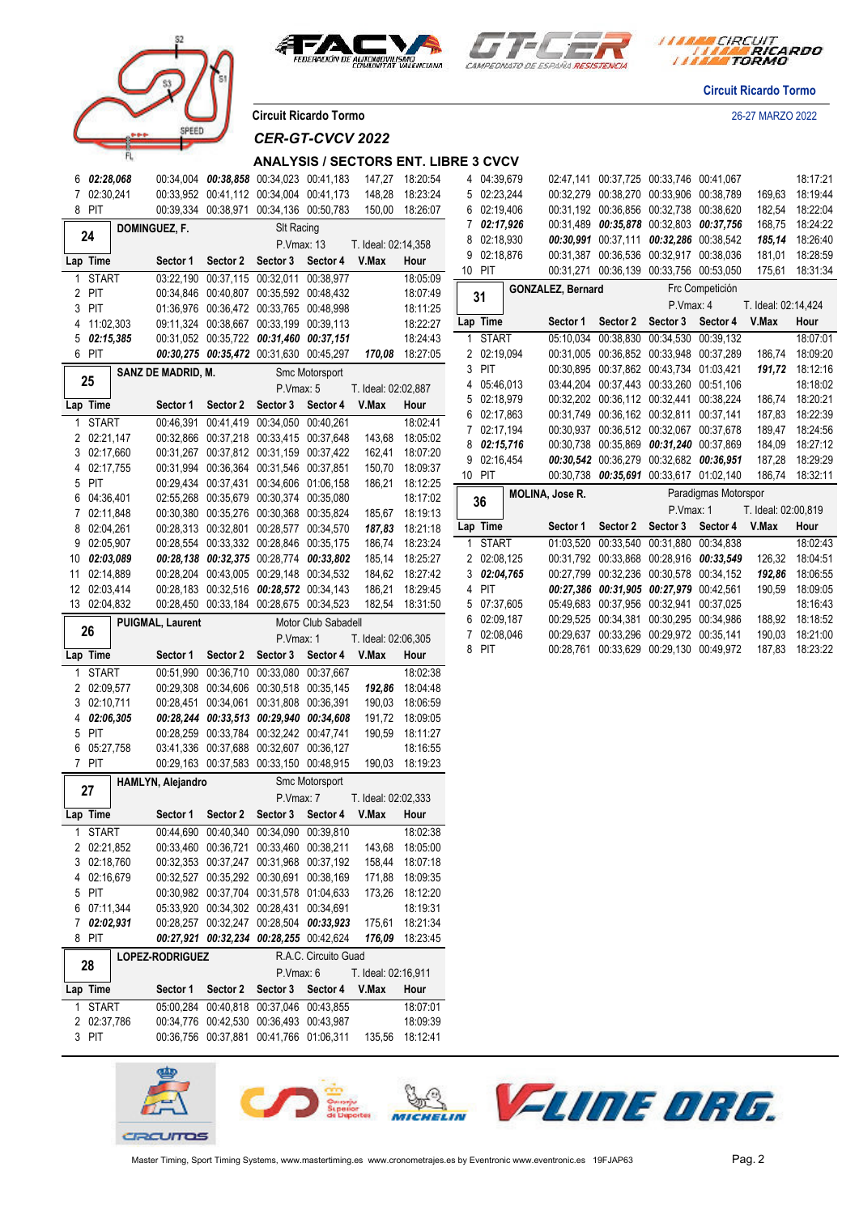Circuit Ricardo Tormo

26-27 MARZO 2022

Circuit Ricardo Tormo

*CER-GT-CVCV 2022*

## ANALYSIS / SECTORS ENT. LIBRE 3 CVCV

| Lap | Time | Sector 1 | Sector 2 | Sector 3 | Sector 4 | V.Max | Hour |
|---|---|---|---|---|---|---|---|
| 6 | ***02:28,068*** | 00:34,004 | ***00:38,858*** | 00:34,023 | 00:41,183 | 147,27 | 18:20:54 |
| 7 | 02:30,241 | 00:33,952 | 00:41,112 | 00:34,004 | 00:41,173 | 148,28 | 18:23:24 |
| 8 | PIT | 00:39,334 | 00:38,971 | 00:34,136 | 00:50,783 | 150,00 | 18:26:07 |

**24** — **DOMINGUEZ, F.** — Slt Racing — P.Vmax: 13 — T. Ideal: 02:14,358

| Lap | Time | Sector 1 | Sector 2 | Sector 3 | Sector 4 | V.Max | Hour |
|---|---|---|---|---|---|---|---|
| 1 | START | 03:22,190 | 00:37,115 | 00:32,011 | 00:38,977 | | 18:05:09 |
| 2 | PIT | 00:34,846 | 00:40,807 | 00:35,592 | 00:48,432 | | 18:07:49 |
| 3 | PIT | 01:36,976 | 00:36,472 | 00:33,765 | 00:48,998 | | 18:11:25 |
| 4 | 11:02,303 | 09:11,324 | 00:38,667 | 00:33,199 | 00:39,113 | | 18:22:27 |
| 5 | ***02:15,385*** | 00:31,052 | 00:35,722 | ***00:31,460*** | ***00:37,151*** | | 18:24:43 |
| 6 | PIT | ***00:30,275*** | ***00:35,472*** | 00:31,630 | 00:45,297 | ***170,08*** | 18:27:05 |

**25** — **SANZ DE MADRID, M.** — Smc Motorsport — P.Vmax: 5 — T. Ideal: 02:02,887

| Lap | Time | Sector 1 | Sector 2 | Sector 3 | Sector 4 | V.Max | Hour |
|---|---|---|---|---|---|---|---|
| 1 | START | 00:46,391 | 00:41,419 | 00:34,050 | 00:40,261 | | 18:02:41 |
| 2 | 02:21,147 | 00:32,866 | 00:37,218 | 00:33,415 | 00:37,648 | 143,68 | 18:05:02 |
| 3 | 02:17,660 | 00:31,267 | 00:37,812 | 00:31,159 | 00:37,422 | 162,41 | 18:07:20 |
| 4 | 02:17,755 | 00:31,994 | 00:36,364 | 00:31,546 | 00:37,851 | 150,70 | 18:09:37 |
| 5 | PIT | 00:29,434 | 00:37,431 | 00:34,606 | 01:06,158 | 186,21 | 18:12:25 |
| 6 | 04:36,401 | 02:55,268 | 00:35,679 | 00:30,374 | 00:35,080 | | 18:17:02 |
| 7 | 02:11,848 | 00:30,380 | 00:35,276 | 00:30,368 | 00:35,824 | 185,67 | 18:19:13 |
| 8 | 02:04,261 | 00:28,313 | 00:32,801 | 00:28,577 | 00:34,570 | ***187,83*** | 18:21:18 |
| 9 | 02:05,907 | 00:28,554 | 00:33,332 | 00:28,846 | 00:35,175 | 186,74 | 18:23:24 |
| 10 | ***02:03,089*** | ***00:28,138*** | ***00:32,375*** | 00:29,148 | ***00:33,802*** | 185,14 | 18:25:27 |
| 11 | 02:14,889 | 00:28,204 | 00:43,005 | 00:29,148 | 00:34,532 | 184,62 | 18:27:42 |
| 12 | 02:03,414 | 00:28,183 | 00:32,516 | ***00:28,572*** | 00:34,143 | 186,21 | 18:29:45 |
| 13 | 02:04,832 | 00:28,450 | 00:33,184 | 00:28,675 | 00:34,523 | 182,54 | 18:31:50 |

**26** — **PUIGMAL, Laurent** — Motor Club Sabadell — P.Vmax: 1 — T. Ideal: 02:06,305

| Lap | Time | Sector 1 | Sector 2 | Sector 3 | Sector 4 | V.Max | Hour |
|---|---|---|---|---|---|---|---|
| 1 | START | 00:51,990 | 00:36,710 | 00:33,080 | 00:37,667 | | 18:02:38 |
| 2 | 02:09,577 | 00:29,308 | 00:34,606 | 00:30,518 | 00:35,145 | ***192,86*** | 18:04:48 |
| 3 | 02:10,711 | 00:28,451 | 00:34,061 | 00:31,808 | 00:36,391 | 190,03 | 18:06:59 |
| 4 | ***02:06,305*** | ***00:28,244*** | ***00:33,513*** | ***00:29,940*** | ***00:34,608*** | 191,72 | 18:09:05 |
| 5 | PIT | 00:28,259 | 00:33,784 | 00:32,242 | 00:47,741 | 190,59 | 18:11:27 |
| 6 | 05:27,758 | 03:41,336 | 00:37,688 | 00:32,607 | 00:36,127 | | 18:16:55 |
| 7 | PIT | 00:29,163 | 00:37,583 | 00:33,150 | 00:48,915 | 190,03 | 18:19:23 |

**27** — **HAMLYN, Alejandro** — Smc Motorsport — P.Vmax: 7 — T. Ideal: 02:02,333

| Lap | Time | Sector 1 | Sector 2 | Sector 3 | Sector 4 | V.Max | Hour |
|---|---|---|---|---|---|---|---|
| 1 | START | 00:44,690 | 00:40,340 | 00:34,090 | 00:39,810 | | 18:02:38 |
| 2 | 02:21,852 | 00:33,460 | 00:36,721 | 00:33,460 | 00:38,211 | 143,68 | 18:05:00 |
| 3 | 02:18,760 | 00:32,353 | 00:37,247 | 00:31,968 | 00:37,192 | 158,44 | 18:07:18 |
| 4 | 02:16,679 | 00:32,527 | 00:35,292 | 00:30,691 | 00:38,169 | 171,88 | 18:09:35 |
| 5 | PIT | 00:30,982 | 00:37,704 | 00:31,578 | 01:04,633 | 173,26 | 18:12:20 |
| 6 | 07:11,344 | 05:33,920 | 00:34,302 | 00:28,431 | 00:34,691 | | 18:19:31 |
| 7 | ***02:02,931*** | 00:28,257 | 00:32,247 | 00:28,504 | ***00:33,923*** | 175,61 | 18:21:34 |
| 8 | PIT | ***00:27,921*** | ***00:32,234*** | ***00:28,255*** | 00:42,624 | ***176,09*** | 18:23:45 |

**28** — **LOPEZ-RODRIGUEZ** — R.A.C. Circuito Guad — P.Vmax: 6 — T. Ideal: 02:16,911

| Lap | Time | Sector 1 | Sector 2 | Sector 3 | Sector 4 | V.Max | Hour |
|---|---|---|---|---|---|---|---|
| 1 | START | 05:00,284 | 00:40,818 | 00:37,046 | 00:43,855 | | 18:07:01 |
| 2 | 02:37,786 | 00:34,776 | 00:42,530 | 00:36,493 | 00:43,987 | | 18:09:39 |
| 3 | PIT | 00:36,756 | 00:37,881 | 00:41,766 | 01:06,311 | 135,56 | 18:12:41 |

| Lap | Time | Sector 1 | Sector 2 | Sector 3 | Sector 4 | V.Max | Hour |
|---|---|---|---|---|---|---|---|
| 4 | 04:39,679 | 02:47,141 | 00:37,725 | 00:33,746 | 00:41,067 | | 18:17:21 |
| 5 | 02:23,244 | 00:32,279 | 00:38,270 | 00:33,906 | 00:38,789 | 169,63 | 18:19:44 |
| 6 | 02:19,406 | 00:31,192 | 00:36,856 | 00:32,738 | 00:38,620 | 182,54 | 18:22:04 |
| 7 | ***02:17,926*** | 00:31,489 | ***00:35,878*** | 00:32,803 | ***00:37,756*** | 168,75 | 18:24:22 |
| 8 | 02:18,930 | ***00:30,991*** | 00:37,111 | ***00:32,286*** | 00:38,542 | ***185,14*** | 18:26:40 |
| 9 | 02:18,876 | 00:31,387 | 00:36,536 | 00:32,917 | 00:38,036 | 181,01 | 18:28:59 |
| 10 | PIT | 00:31,271 | 00:36,139 | 00:33,756 | 00:53,050 | 175,61 | 18:31:34 |

**31** — **GONZALEZ, Bernard** — Frc Competición — P.Vmax: 4 — T. Ideal: 02:14,424

| Lap | Time | Sector 1 | Sector 2 | Sector 3 | Sector 4 | V.Max | Hour |
|---|---|---|---|---|---|---|---|
| 1 | START | 05:10,034 | 00:38,830 | 00:34,530 | 00:39,132 | | 18:07:01 |
| 2 | 02:19,094 | 00:31,005 | 00:36,852 | 00:33,948 | 00:37,289 | 186,74 | 18:09:20 |
| 3 | PIT | 00:30,895 | 00:37,862 | 00:43,734 | 01:03,421 | ***191,72*** | 18:12:16 |
| 4 | 05:46,013 | 03:44,204 | 00:37,443 | 00:33,260 | 00:51,106 | | 18:18:02 |
| 5 | 02:18,979 | 00:32,202 | 00:36,112 | 00:32,441 | 00:38,224 | 186,74 | 18:20:21 |
| 6 | 02:17,863 | 00:31,749 | 00:36,162 | 00:32,811 | 00:37,141 | 187,83 | 18:22:39 |
| 7 | 02:17,194 | 00:30,937 | 00:36,512 | 00:32,067 | 00:37,678 | 189,47 | 18:24:56 |
| 8 | ***02:15,716*** | 00:30,738 | 00:35,869 | ***00:31,240*** | 00:37,869 | 184,09 | 18:27:12 |
| 9 | 02:16,454 | ***00:30,542*** | 00:36,279 | 00:32,682 | ***00:36,951*** | 187,28 | 18:29:29 |
| 10 | PIT | 00:30,738 | ***00:35,691*** | 00:33,617 | 01:02,140 | 186,74 | 18:32:11 |

**36** — **MOLINA, Jose R.** — Paradigmas Motorspor — P.Vmax: 1 — T. Ideal: 02:00,819

| Lap | Time | Sector 1 | Sector 2 | Sector 3 | Sector 4 | V.Max | Hour |
|---|---|---|---|---|---|---|---|
| 1 | START | 01:03,520 | 00:33,540 | 00:31,880 | 00:34,838 | | 18:02:43 |
| 2 | 02:08,125 | 00:31,792 | 00:33,868 | 00:28,916 | ***00:33,549*** | 126,32 | 18:04:51 |
| 3 | ***02:04,765*** | 00:27,799 | 00:32,236 | 00:30,578 | 00:34,152 | ***192,86*** | 18:06:55 |
| 4 | PIT | ***00:27,386*** | ***00:31,905*** | ***00:27,979*** | 00:42,561 | 190,59 | 18:09:05 |
| 5 | 07:37,605 | 05:49,683 | 00:37,956 | 00:32,941 | 00:37,025 | | 18:16:43 |
| 6 | 02:09,187 | 00:29,525 | 00:34,381 | 00:30,295 | 00:34,986 | 188,92 | 18:18:52 |
| 7 | 02:08,046 | 00:29,637 | 00:33,296 | 00:29,972 | 00:35,141 | 190,03 | 18:21:00 |
| 8 | PIT | 00:28,761 | 00:33,629 | 00:29,130 | 00:49,972 | 187,83 | 18:23:22 |

Master Timing, Sport Timing Systems, www.mastertiming.es www.cronometrajes.es by Eventronic www.eventronic.es 19FJAP63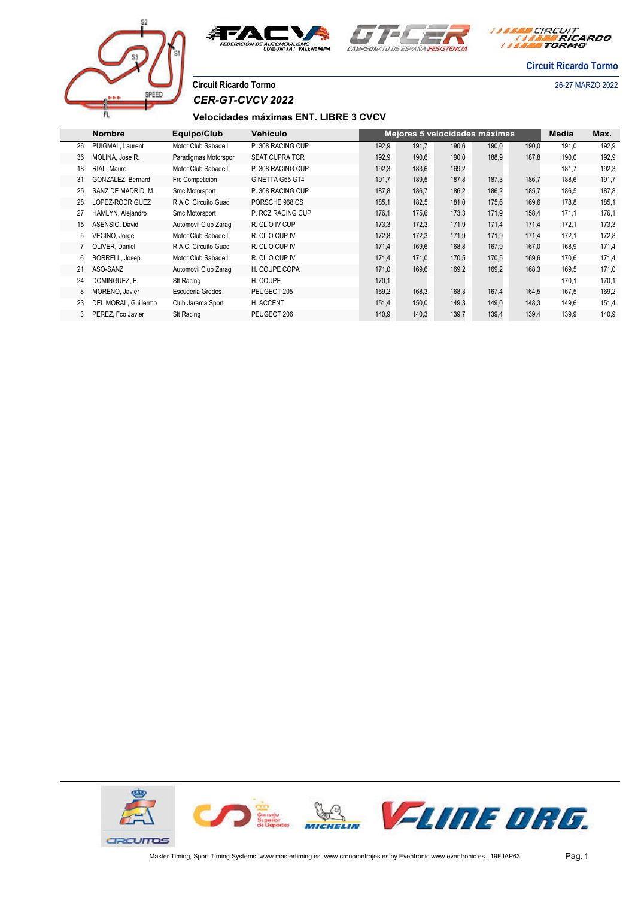Circuit Ricardo Tormo

26-27 MARZO 2022

Circuit Ricardo Tormo

*CER-GT-CVCV 2022*

**Velocidades máximas ENT. LIBRE 3 CVCV**

| | Nombre | Equipo/Club | Vehículo | Mejores 5 velocidades máximas | | | | | Media | Max. |
|---|---|---|---|---|---|---|---|---|---|---|
| 26 | PUIGMAL, Laurent | Motor Club Sabadell | P. 308 RACING CUP | 192,9 | 191,7 | 190,6 | 190,0 | 190,0 | 191,0 | 192,9 |
| 36 | MOLINA, Jose R. | Paradigmas Motorspor | SEAT CUPRA TCR | 192,9 | 190,6 | 190,0 | 188,9 | 187,8 | 190,0 | 192,9 |
| 18 | RIAL, Mauro | Motor Club Sabadell | P. 308 RACING CUP | 192,3 | 183,6 | 169,2 | | | 181,7 | 192,3 |
| 31 | GONZALEZ, Bernard | Frc Competición | GINETTA G55 GT4 | 191,7 | 189,5 | 187,8 | 187,3 | 186,7 | 188,6 | 191,7 |
| 25 | SANZ DE MADRID, M. | Smc Motorsport | P. 308 RACING CUP | 187,8 | 186,7 | 186,2 | 186,2 | 185,7 | 186,5 | 187,8 |
| 28 | LOPEZ-RODRIGUEZ | R.A.C. Circuito Guad | PORSCHE 968 CS | 185,1 | 182,5 | 181,0 | 175,6 | 169,6 | 178,8 | 185,1 |
| 27 | HAMLYN, Alejandro | Smc Motorsport | P. RCZ RACING CUP | 176,1 | 175,6 | 173,3 | 171,9 | 158,4 | 171,1 | 176,1 |
| 15 | ASENSIO, David | Automovil Club Zarag | R. CLIO IV CUP | 173,3 | 172,3 | 171,9 | 171,4 | 171,4 | 172,1 | 173,3 |
| 5 | VECINO, Jorge | Motor Club Sabadell | R. CLIO CUP IV | 172,8 | 172,3 | 171,9 | 171,9 | 171,4 | 172,1 | 172,8 |
| 7 | OLIVER, Daniel | R.A.C. Circuito Guad | R. CLIO CUP IV | 171,4 | 169,6 | 168,8 | 167,9 | 167,0 | 168,9 | 171,4 |
| 6 | BORRELL, Josep | Motor Club Sabadell | R. CLIO CUP IV | 171,4 | 171,0 | 170,5 | 170,5 | 169,6 | 170,6 | 171,4 |
| 21 | ASO-SANZ | Automovil Club Zarag | H. COUPE COPA | 171,0 | 169,6 | 169,2 | 169,2 | 168,3 | 169,5 | 171,0 |
| 24 | DOMINGUEZ, F. | Slt Racing | H. COUPE | 170,1 | | | | | 170,1 | 170,1 |
| 8 | MORENO, Javier | Escuderia Gredos | PEUGEOT 205 | 169,2 | 168,3 | 168,3 | 167,4 | 164,5 | 167,5 | 169,2 |
| 23 | DEL MORAL, Guillermo | Club Jarama Sport | H. ACCENT | 151,4 | 150,0 | 149,3 | 149,0 | 148,3 | 149,6 | 151,4 |
| 3 | PEREZ, Fco Javier | Slt Racing | PEUGEOT 206 | 140,9 | 140,3 | 139,7 | 139,4 | 139,4 | 139,9 | 140,9 |

Master Timing, Sport Timing Systems, www.mastertiming.es www.cronometrajes.es by Eventronic www.eventronic.es 19FJAP63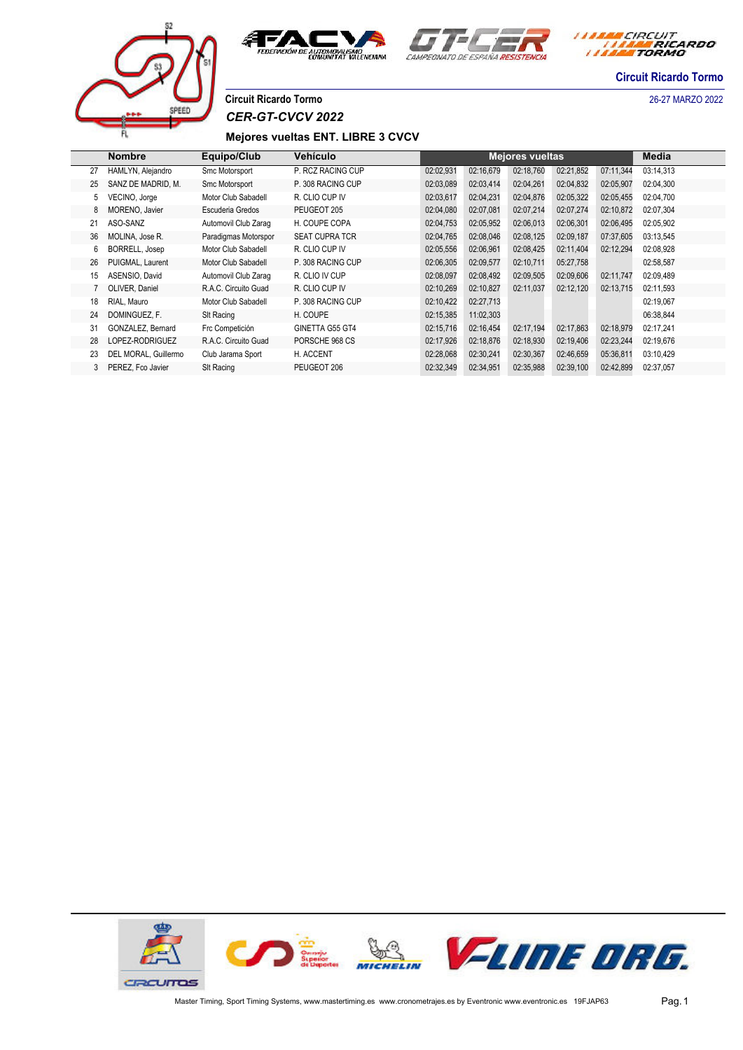Circuit Ricardo Tormo

26-27 MARZO 2022

Circuit Ricardo Tormo

*CER-GT-CVCV 2022*

**Mejores vueltas ENT. LIBRE 3 CVCV**

| | Nombre | Equipo/Club | Vehículo | Mejores vueltas | | | | | Media |
|---|---|---|---|---|---|---|---|---|---|
| 27 | HAMLYN, Alejandro | Smc Motorsport | P. RCZ RACING CUP | 02:02,931 | 02:16,679 | 02:18,760 | 02:21,852 | 07:11,344 | 03:14,313 |
| 25 | SANZ DE MADRID, M. | Smc Motorsport | P. 308 RACING CUP | 02:03,089 | 02:03,414 | 02:04,261 | 02:04,832 | 02:05,907 | 02:04,300 |
| 5 | VECINO, Jorge | Motor Club Sabadell | R. CLIO CUP IV | 02:03,617 | 02:04,231 | 02:04,876 | 02:05,322 | 02:05,455 | 02:04,700 |
| 8 | MORENO, Javier | Escuderia Gredos | PEUGEOT 205 | 02:04,080 | 02:07,081 | 02:07,214 | 02:07,274 | 02:10,872 | 02:07,304 |
| 21 | ASO-SANZ | Automovil Club Zarag | H. COUPE COPA | 02:04,753 | 02:05,952 | 02:06,013 | 02:06,301 | 02:06,495 | 02:05,902 |
| 36 | MOLINA, Jose R. | Paradigmas Motorspor | SEAT CUPRA TCR | 02:04,765 | 02:08,046 | 02:08,125 | 02:09,187 | 07:37,605 | 03:13,545 |
| 6 | BORRELL, Josep | Motor Club Sabadell | R. CLIO CUP IV | 02:05,556 | 02:06,961 | 02:08,425 | 02:11,404 | 02:12,294 | 02:08,928 |
| 26 | PUIGMAL, Laurent | Motor Club Sabadell | P. 308 RACING CUP | 02:06,305 | 02:09,577 | 02:10,711 | 05:27,758 | | 02:58,587 |
| 15 | ASENSIO, David | Automovil Club Zarag | R. CLIO IV CUP | 02:08,097 | 02:08,492 | 02:09,505 | 02:09,606 | 02:11,747 | 02:09,489 |
| 7 | OLIVER, Daniel | R.A.C. Circuito Guad | R. CLIO CUP IV | 02:10,269 | 02:10,827 | 02:11,037 | 02:12,120 | 02:13,715 | 02:11,593 |
| 18 | RIAL, Mauro | Motor Club Sabadell | P. 308 RACING CUP | 02:10,422 | 02:27,713 | | | | 02:19,067 |
| 24 | DOMINGUEZ, F. | Slt Racing | H. COUPE | 02:15,385 | 11:02,303 | | | | 06:38,844 |
| 31 | GONZALEZ, Bernard | Frc Competición | GINETTA G55 GT4 | 02:15,716 | 02:16,454 | 02:17,194 | 02:17,863 | 02:18,979 | 02:17,241 |
| 28 | LOPEZ-RODRIGUEZ | R.A.C. Circuito Guad | PORSCHE 968 CS | 02:17,926 | 02:18,876 | 02:18,930 | 02:19,406 | 02:23,244 | 02:19,676 |
| 23 | DEL MORAL, Guillermo | Club Jarama Sport | H. ACCENT | 02:28,068 | 02:30,241 | 02:30,367 | 02:46,659 | 05:36,811 | 03:10,429 |
| 3 | PEREZ, Fco Javier | Slt Racing | PEUGEOT 206 | 02:32,349 | 02:34,951 | 02:35,988 | 02:39,100 | 02:42,899 | 02:37,057 |

Master Timing, Sport Timing Systems, www.mastertiming.es www.cronometrajes.es by Eventronic www.eventronic.es 19FJAP63